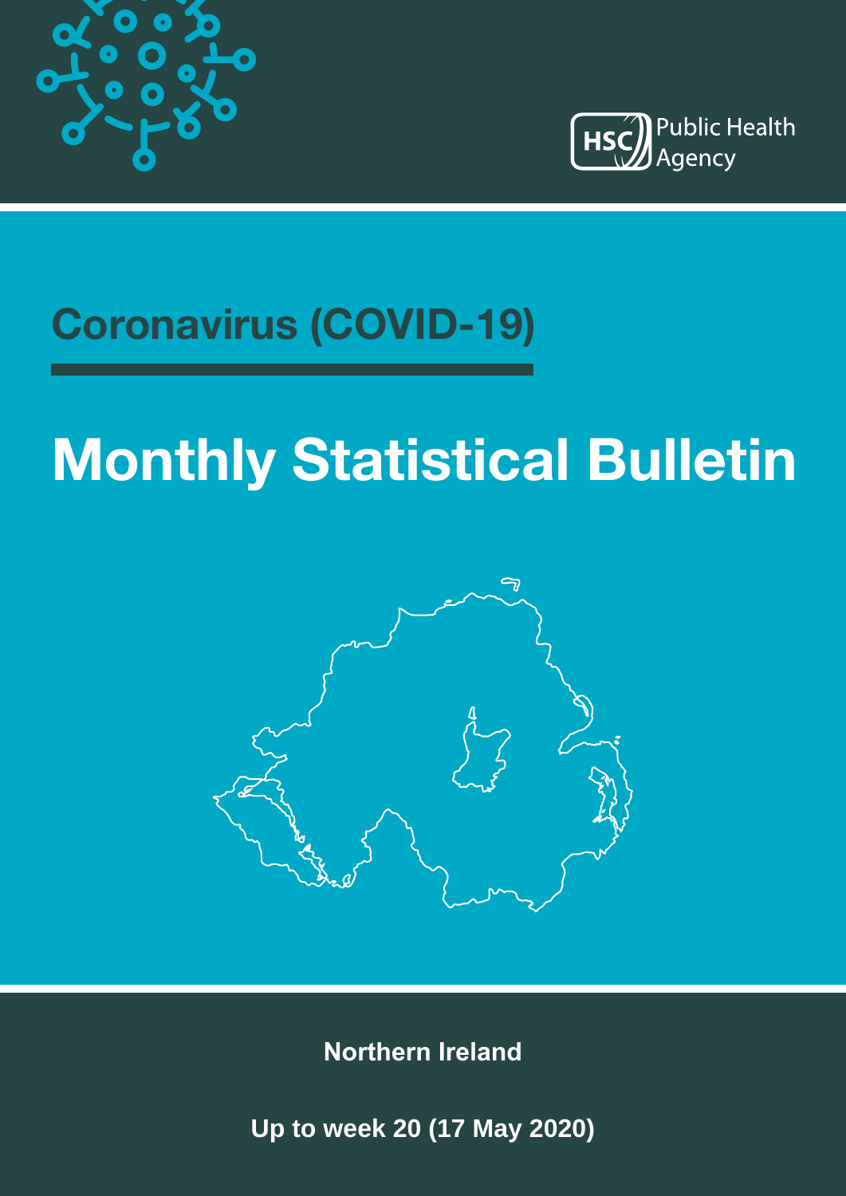HSC Public Health Agency

## Coronavirus (COVID-19)

# Monthly Statistical Bulletin

**Northern Ireland**

**Up to week 20 (17 May 2020)**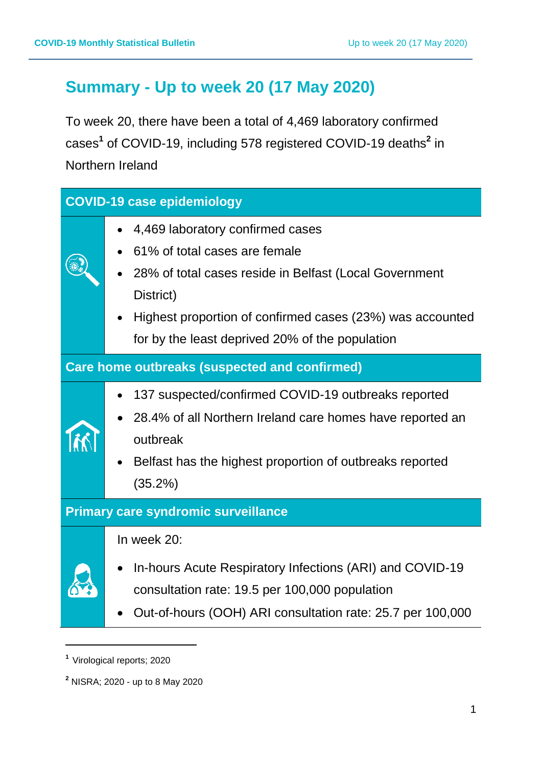# Summary - Up to week 20 (17 May 2020)

To week 20, there have been a total of 4,469 laboratory confirmed cases[1] of COVID-19, including 578 registered COVID-19 deaths[2] in Northern Ireland

## COVID-19 case epidemiology

- 4,469 laboratory confirmed cases
- 61% of total cases are female
- 28% of total cases reside in Belfast (Local Government District)
- Highest proportion of confirmed cases (23%) was accounted for by the least deprived 20% of the population

## Care home outbreaks (suspected and confirmed)

- 137 suspected/confirmed COVID-19 outbreaks reported
- 28.4% of all Northern Ireland care homes have reported an outbreak
- Belfast has the highest proportion of outbreaks reported (35.2%)

## Primary care syndromic surveillance

In week 20:

- In-hours Acute Respiratory Infections (ARI) and COVID-19 consultation rate: 19.5 per 100,000 population
- Out-of-hours (OOH) ARI consultation rate: 25.7 per 100,000

---

[1] Virological reports; 2020

[2] NISRA; 2020 - up to 8 May 2020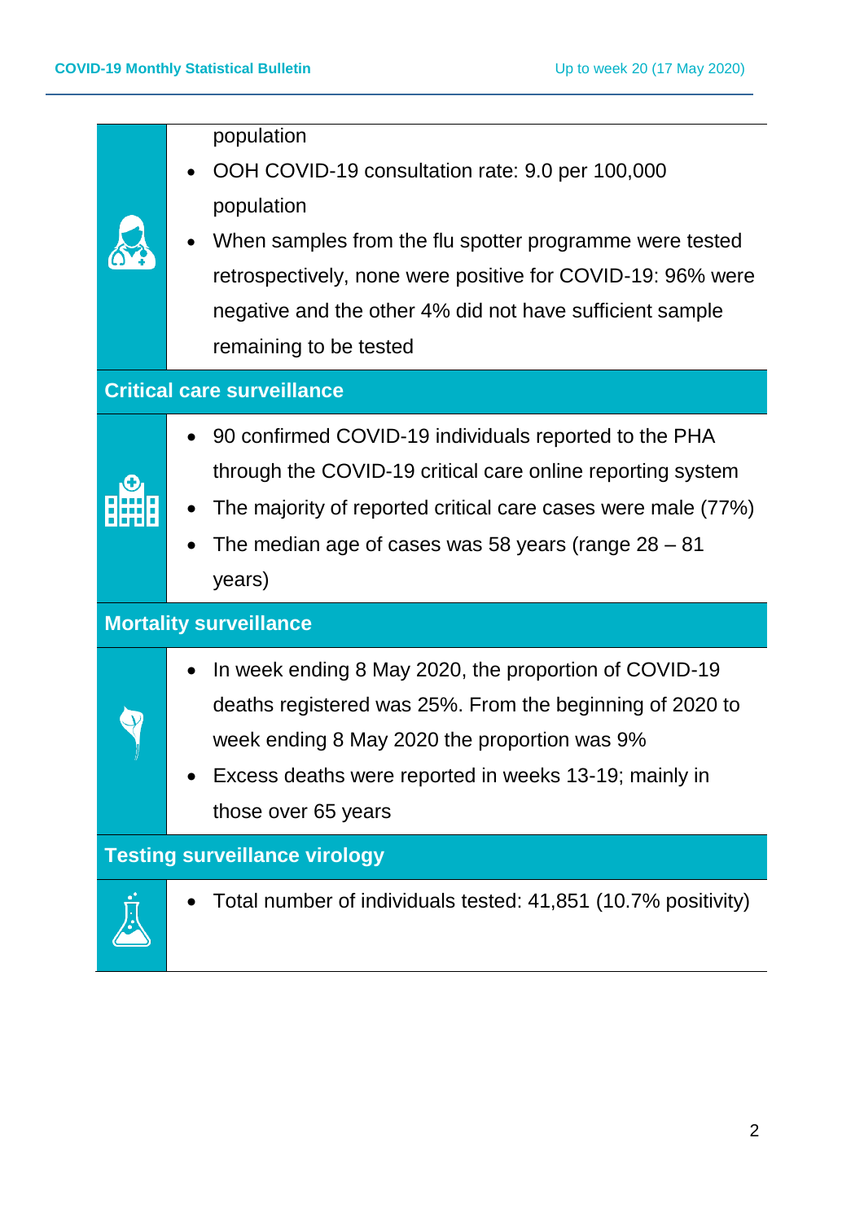population

- OOH COVID-19 consultation rate: 9.0 per 100,000 population
- When samples from the flu spotter programme were tested retrospectively, none were positive for COVID-19: 96% were negative and the other 4% did not have sufficient sample remaining to be tested

## Critical care surveillance

- 90 confirmed COVID-19 individuals reported to the PHA through the COVID-19 critical care online reporting system
- The majority of reported critical care cases were male (77%)
- The median age of cases was 58 years (range 28 – 81 years)

## Mortality surveillance

- In week ending 8 May 2020, the proportion of COVID-19 deaths registered was 25%. From the beginning of 2020 to week ending 8 May 2020 the proportion was 9%
- Excess deaths were reported in weeks 13-19; mainly in those over 65 years

## Testing surveillance virology

- Total number of individuals tested: 41,851 (10.7% positivity)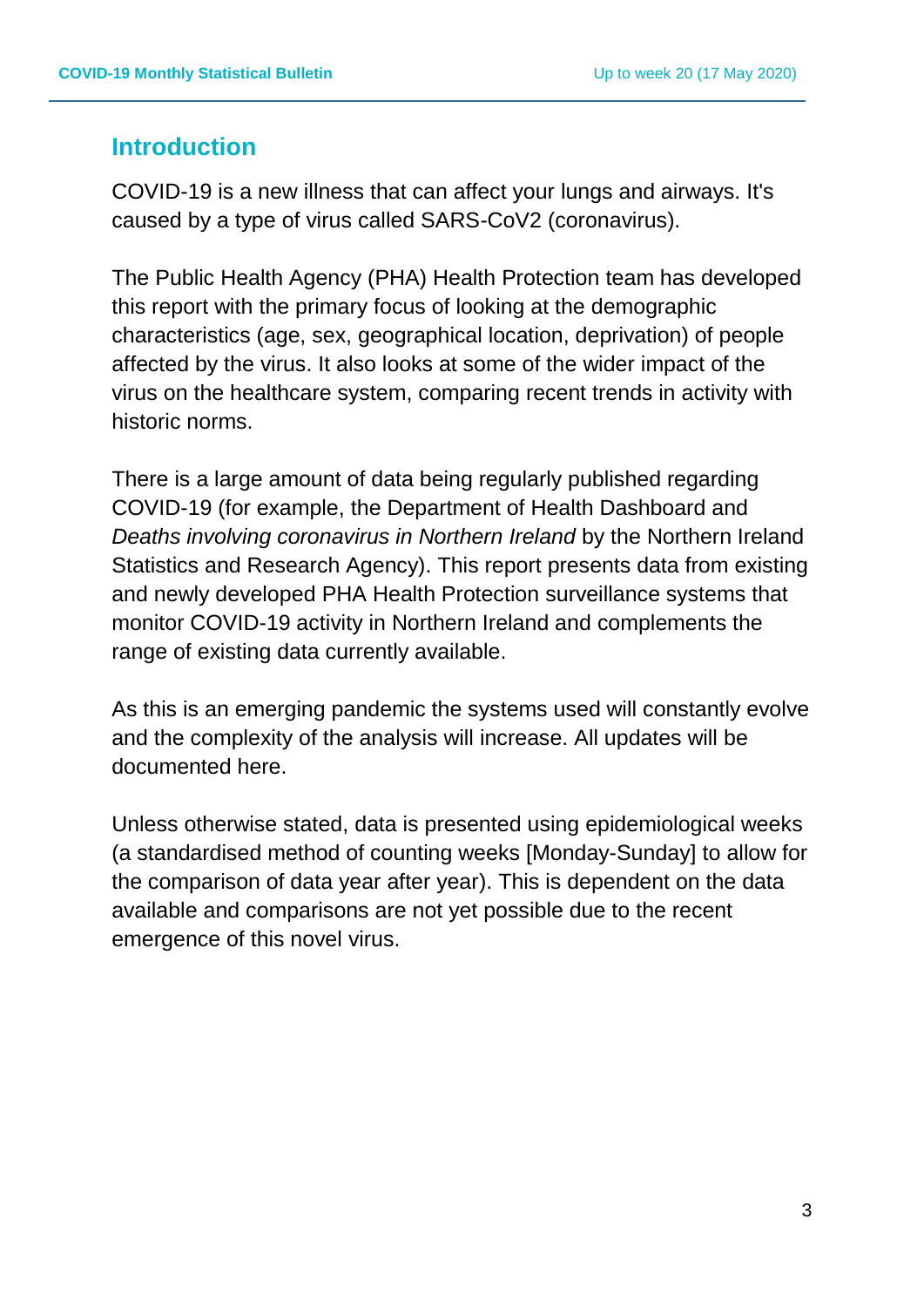## Introduction

COVID-19 is a new illness that can affect your lungs and airways. It's caused by a type of virus called SARS-CoV2 (coronavirus).

The Public Health Agency (PHA) Health Protection team has developed this report with the primary focus of looking at the demographic characteristics (age, sex, geographical location, deprivation) of people affected by the virus. It also looks at some of the wider impact of the virus on the healthcare system, comparing recent trends in activity with historic norms.

There is a large amount of data being regularly published regarding COVID-19 (for example, the Department of Health Dashboard and *Deaths involving coronavirus in Northern Ireland* by the Northern Ireland Statistics and Research Agency). This report presents data from existing and newly developed PHA Health Protection surveillance systems that monitor COVID-19 activity in Northern Ireland and complements the range of existing data currently available.

As this is an emerging pandemic the systems used will constantly evolve and the complexity of the analysis will increase. All updates will be documented here.

Unless otherwise stated, data is presented using epidemiological weeks (a standardised method of counting weeks [Monday-Sunday] to allow for the comparison of data year after year). This is dependent on the data available and comparisons are not yet possible due to the recent emergence of this novel virus.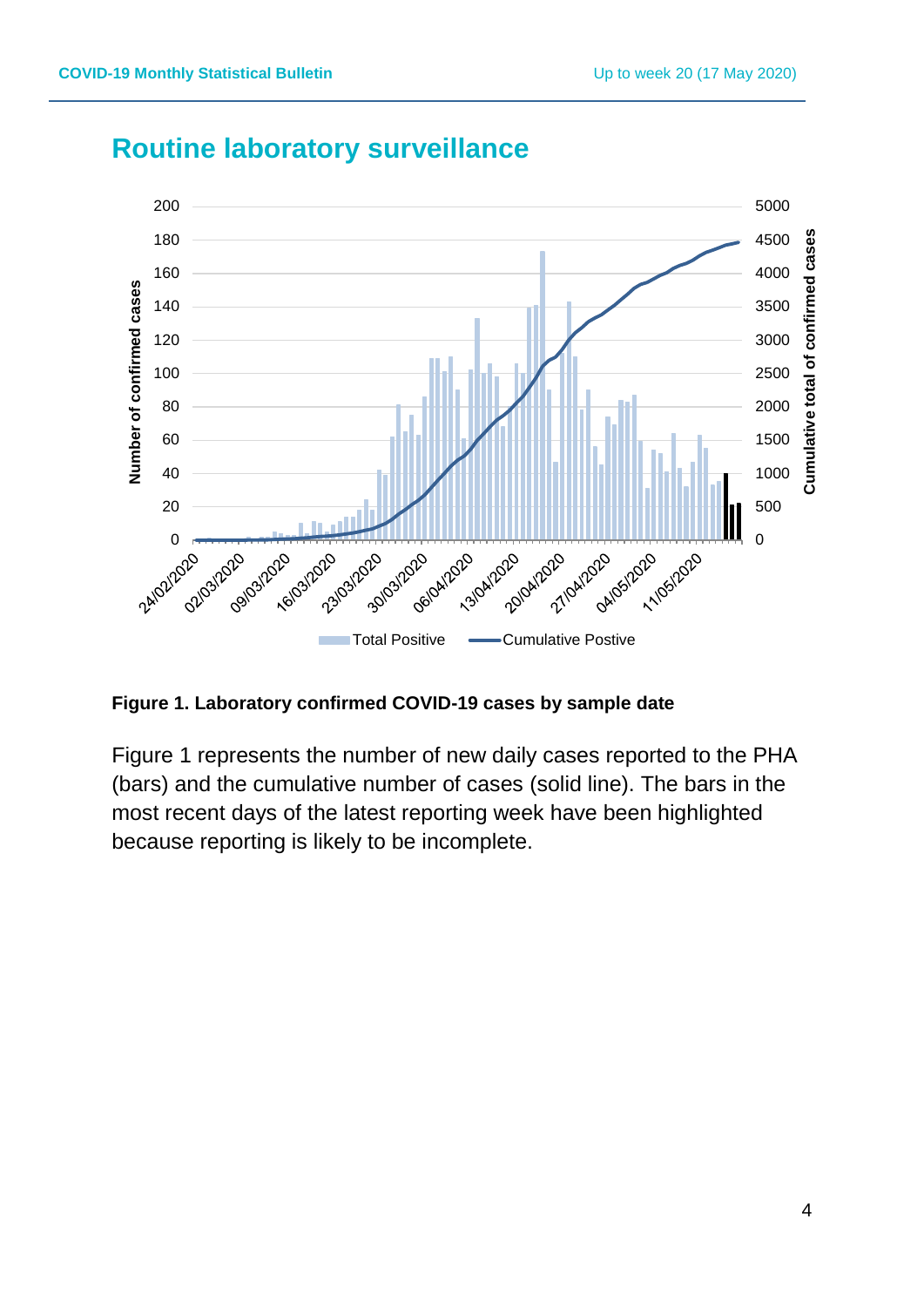## Routine laboratory surveillance

Number of confirmed cases

200
180
160
140
120
100
80
60
40
20
0

Cumulative total of confirmed cases

5000
4500
4000
3500
3000
2500
2000
1500
1000
500
0

24/02/2020
02/03/2020
09/03/2020
16/03/2020
23/03/2020
30/03/2020
06/04/2020
13/04/2020
20/04/2020
27/04/2020
04/05/2020
11/05/2020

Total Positive
Cumulative Postive

**Figure 1. Laboratory confirmed COVID-19 cases by sample date**

Figure 1 represents the number of new daily cases reported to the PHA (bars) and the cumulative number of cases (solid line). The bars in the most recent days of the latest reporting week have been highlighted because reporting is likely to be incomplete.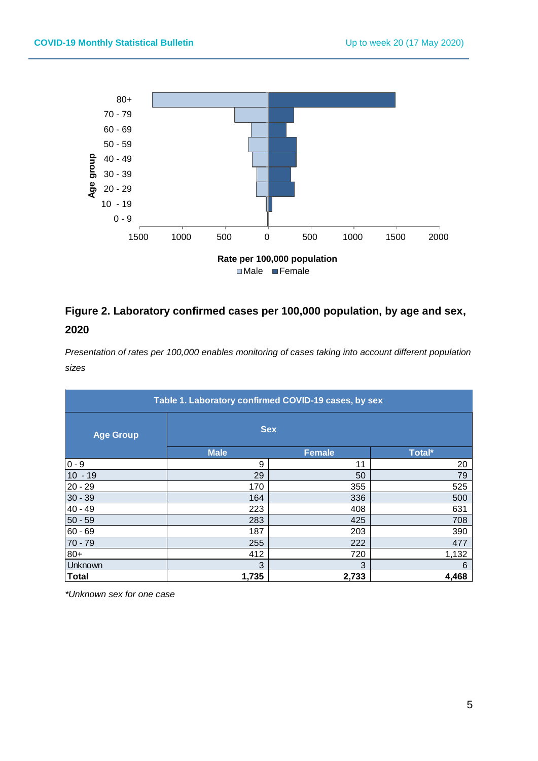80+
70 - 79
60 - 69
50 - 59
40 - 49
30 - 39
20 - 29
10 - 19
0 - 9

Age group

1500 1000 500 0 500 1000 1500 2000

Rate per 100,000 population

Male Female

**Figure 2. Laboratory confirmed cases per 100,000 population, by age and sex, 2020**

*Presentation of rates per 100,000 enables monitoring of cases taking into account different population sizes*

**Table 1. Laboratory confirmed COVID-19 cases, by sex**

| Age Group | Sex | | |
|---|---|---|---|
| | **Male** | **Female** | **Total*** |
| 0 - 9 | 9 | 11 | 20 |
| 10 - 19 | 29 | 50 | 79 |
| 20 - 29 | 170 | 355 | 525 |
| 30 - 39 | 164 | 336 | 500 |
| 40 - 49 | 223 | 408 | 631 |
| 50 - 59 | 283 | 425 | 708 |
| 60 - 69 | 187 | 203 | 390 |
| 70 - 79 | 255 | 222 | 477 |
| 80+ | 412 | 720 | 1,132 |
| Unknown | 3 | 3 | 6 |
| **Total** | **1,735** | **2,733** | **4,468** |

*Unknown sex for one case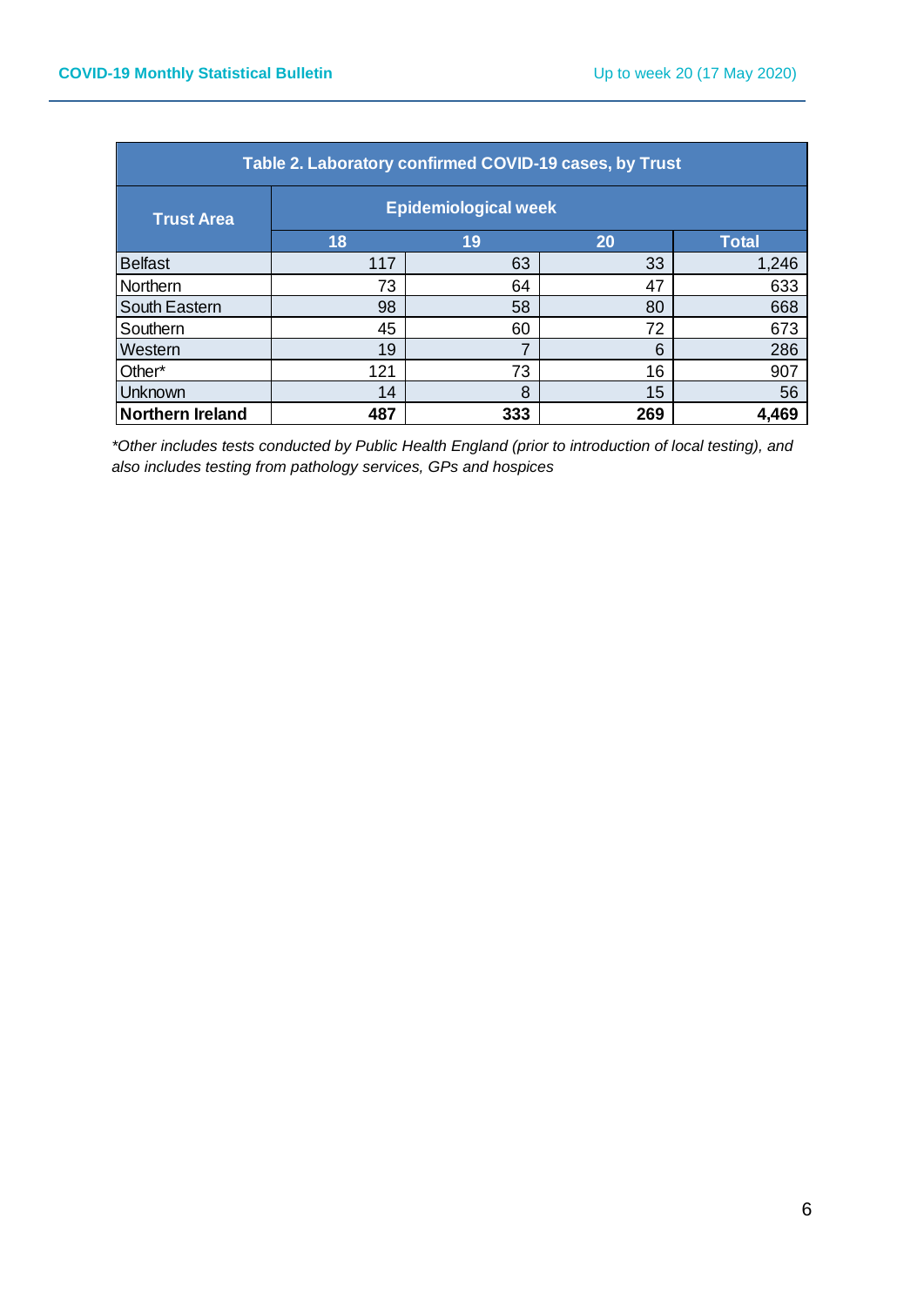| Table 2. Laboratory confirmed COVID-19 cases, by Trust | | | | |
|---|---|---|---|---|
| **Trust Area** | **Epidemiological week** | | | |
| | **18** | **19** | **20** | **Total** |
| Belfast | 117 | 63 | 33 | 1,246 |
| Northern | 73 | 64 | 47 | 633 |
| South Eastern | 98 | 58 | 80 | 668 |
| Southern | 45 | 60 | 72 | 673 |
| Western | 19 | 7 | 6 | 286 |
| Other* | 121 | 73 | 16 | 907 |
| Unknown | 14 | 8 | 15 | 56 |
| **Northern Ireland** | **487** | **333** | **269** | **4,469** |

*\*Other includes tests conducted by Public Health England (prior to introduction of local testing), and also includes testing from pathology services, GPs and hospices*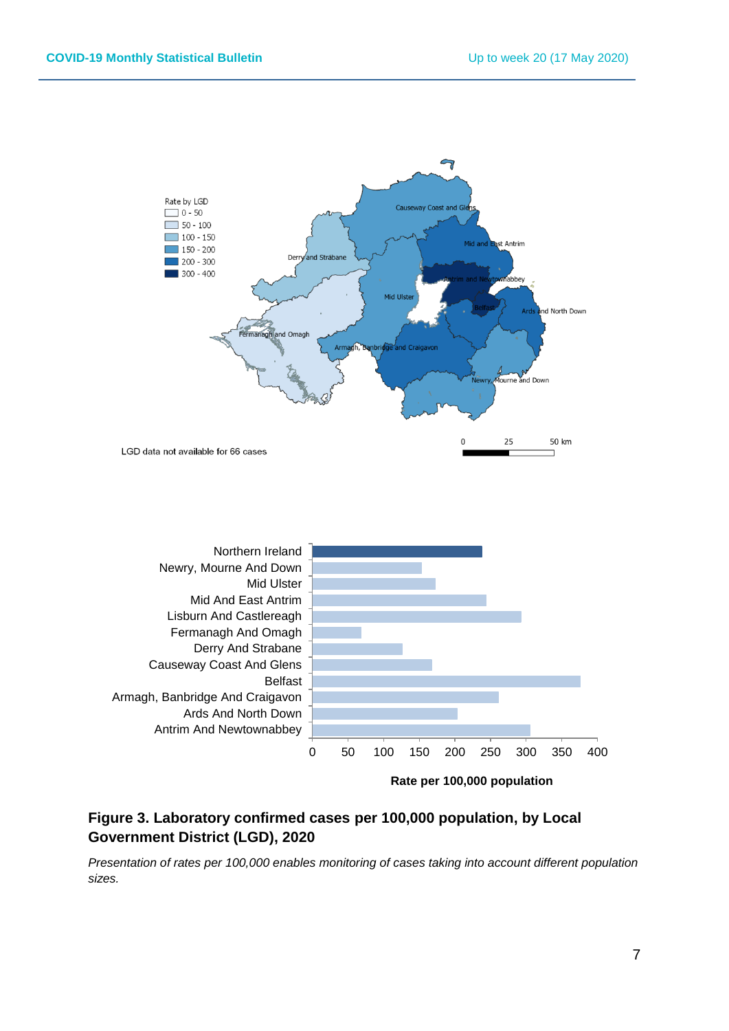Rate by LGD
0 - 50
50 - 100
100 - 150
150 - 200
200 - 300
300 - 400

Causeway Coast and Glens
Derry and Strabane
Mid and East Antrim
Antrim and Newtownabbey
Mid Ulster
Belfast
Ards and North Down
Fermanagh and Omagh
Armagh, Banbridge and Craigavon
Newry, Mourne and Down

0 25 50 km

LGD data not available for 66 cases

Northern Ireland
Newry, Mourne And Down
Mid Ulster
Mid And East Antrim
Lisburn And Castlereagh
Fermanagh And Omagh
Derry And Strabane
Causeway Coast And Glens
Belfast
Armagh, Banbridge And Craigavon
Ards And North Down
Antrim And Newtownabbey

0 50 100 150 200 250 300 350 400

Rate per 100,000 population

**Figure 3. Laboratory confirmed cases per 100,000 population, by Local Government District (LGD), 2020**

*Presentation of rates per 100,000 enables monitoring of cases taking into account different population sizes.*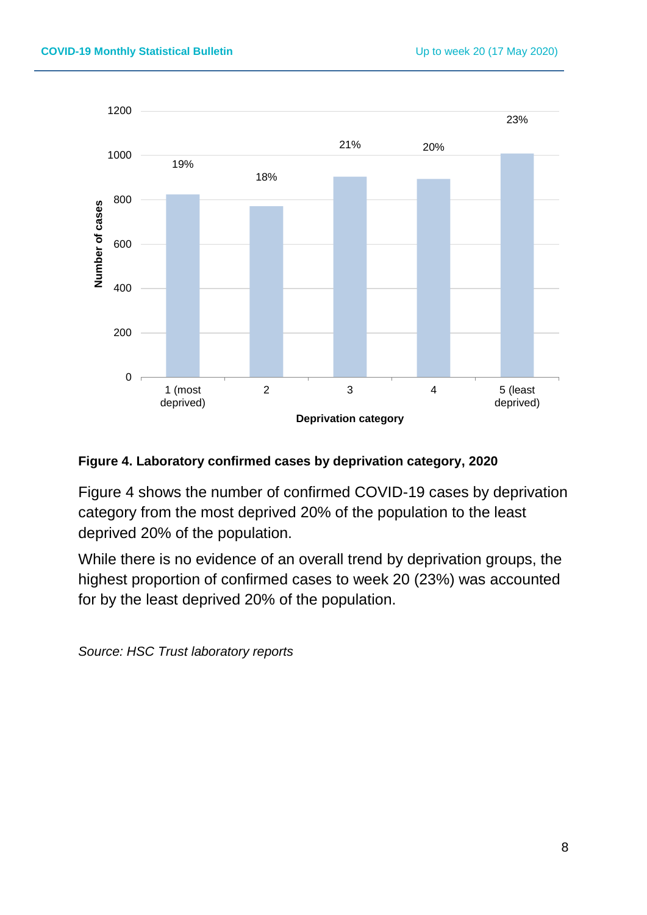1200

1000

800

600

400

200

0

Number of cases

19%

18%

21%

20%

23%

1 (most deprived)

2

3

4

5 (least deprived)

Deprivation category

**Figure 4. Laboratory confirmed cases by deprivation category, 2020**

Figure 4 shows the number of confirmed COVID-19 cases by deprivation category from the most deprived 20% of the population to the least deprived 20% of the population.

While there is no evidence of an overall trend by deprivation groups, the highest proportion of confirmed cases to week 20 (23%) was accounted for by the least deprived 20% of the population.

*Source: HSC Trust laboratory reports*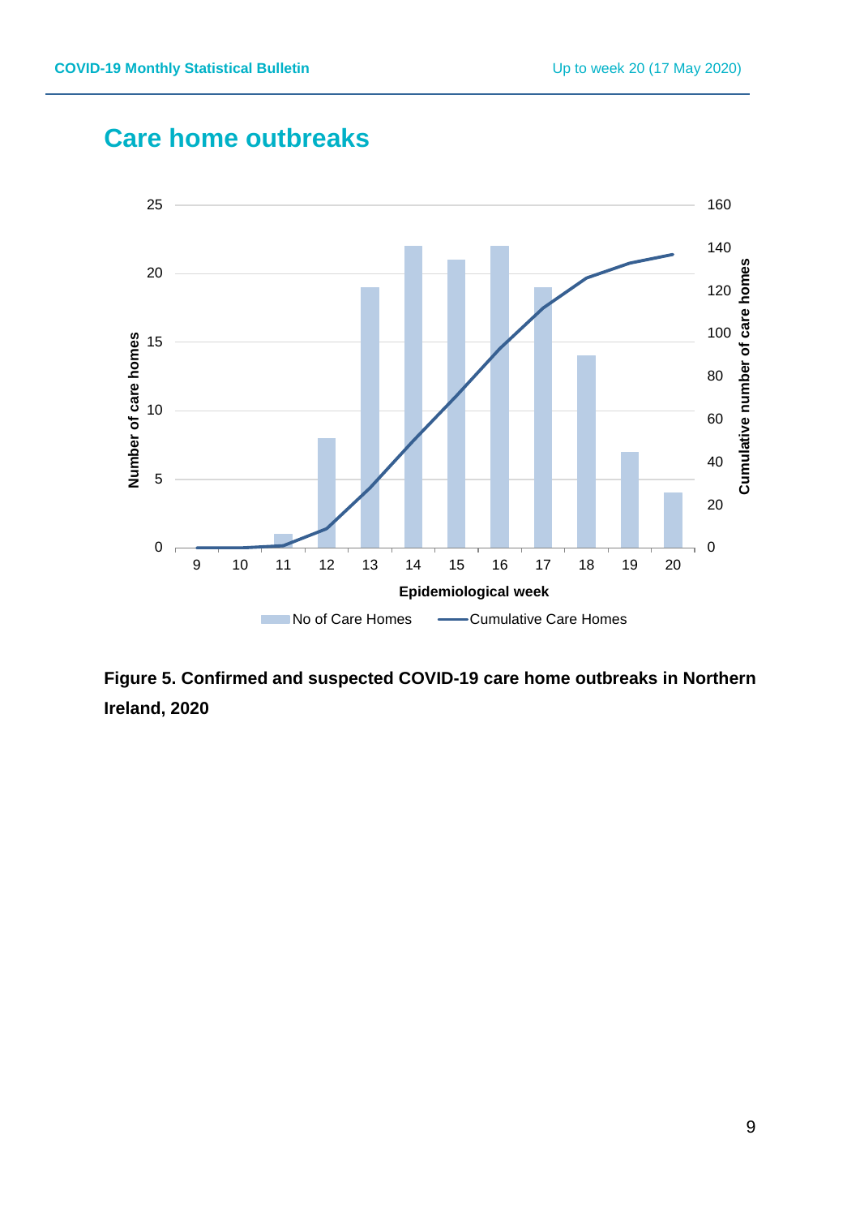## Care home outbreaks

25
20
15
10
5
0

Number of care homes

160
140
120
100
80
60
40
20
0

Cumulative number of care homes

9 10 11 12 13 14 15 16 17 18 19 20

Epidemiological week

No of Care Homes
Cumulative Care Homes

**Figure 5. Confirmed and suspected COVID-19 care home outbreaks in Northern Ireland, 2020**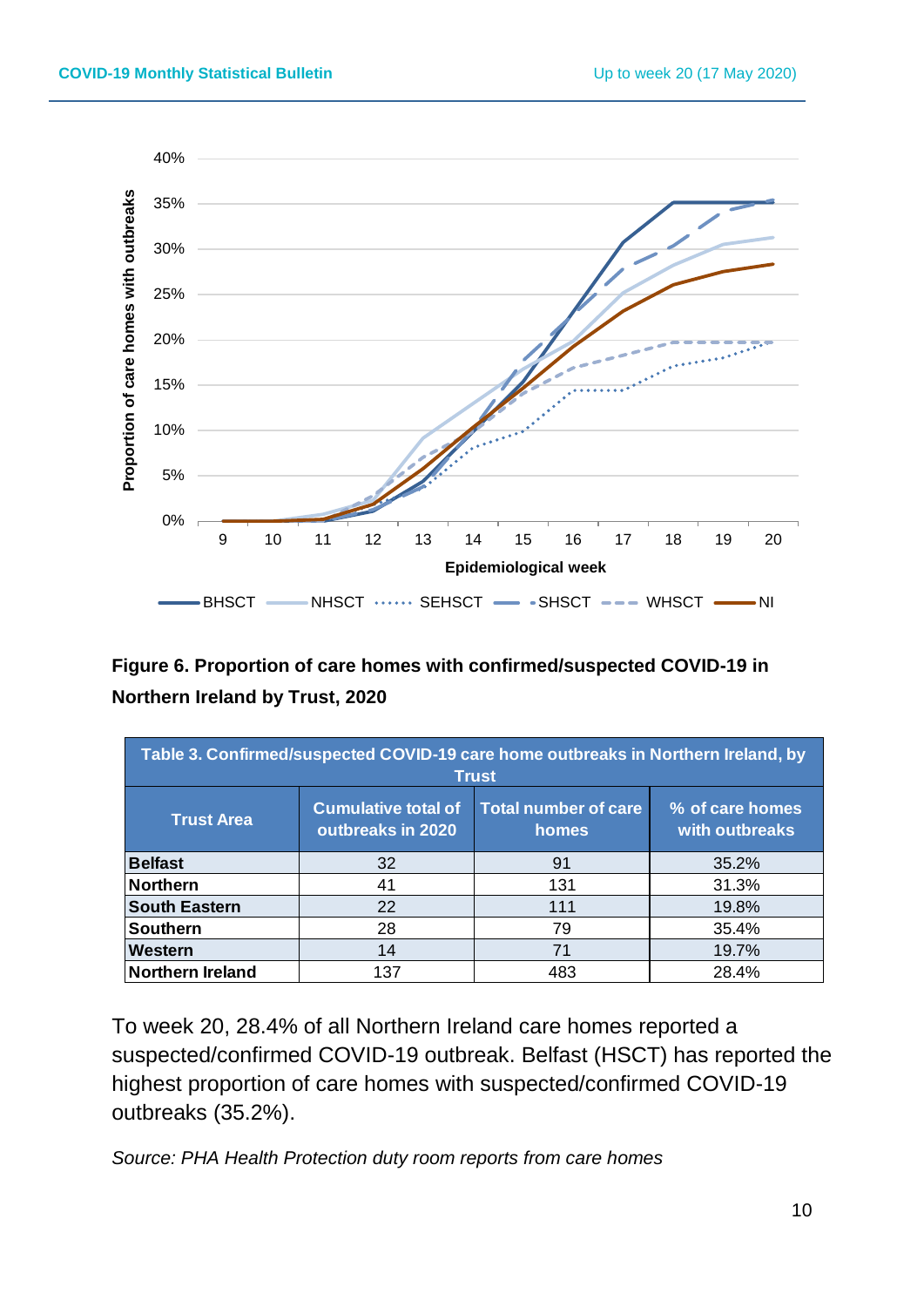40%
35%
30%
25%
20%
15%
10%
5%
0%

Proportion of care homes with outbreaks

9 10 11 12 13 14 15 16 17 18 19 20

Epidemiological week

BHSCT NHSCT SEHSCT SHSCT WHSCT NI

**Figure 6. Proportion of care homes with confirmed/suspected COVID-19 in Northern Ireland by Trust, 2020**

**Table 3. Confirmed/suspected COVID-19 care home outbreaks in Northern Ireland, by Trust**

| Trust Area | Cumulative total of outbreaks in 2020 | Total number of care homes | % of care homes with outbreaks |
|---|---|---|---|
| **Belfast** | 32 | 91 | 35.2% |
| **Northern** | 41 | 131 | 31.3% |
| **South Eastern** | 22 | 111 | 19.8% |
| **Southern** | 28 | 79 | 35.4% |
| **Western** | 14 | 71 | 19.7% |
| **Northern Ireland** | 137 | 483 | 28.4% |

To week 20, 28.4% of all Northern Ireland care homes reported a suspected/confirmed COVID-19 outbreak. Belfast (HSCT) has reported the highest proportion of care homes with suspected/confirmed COVID-19 outbreaks (35.2%).

*Source: PHA Health Protection duty room reports from care homes*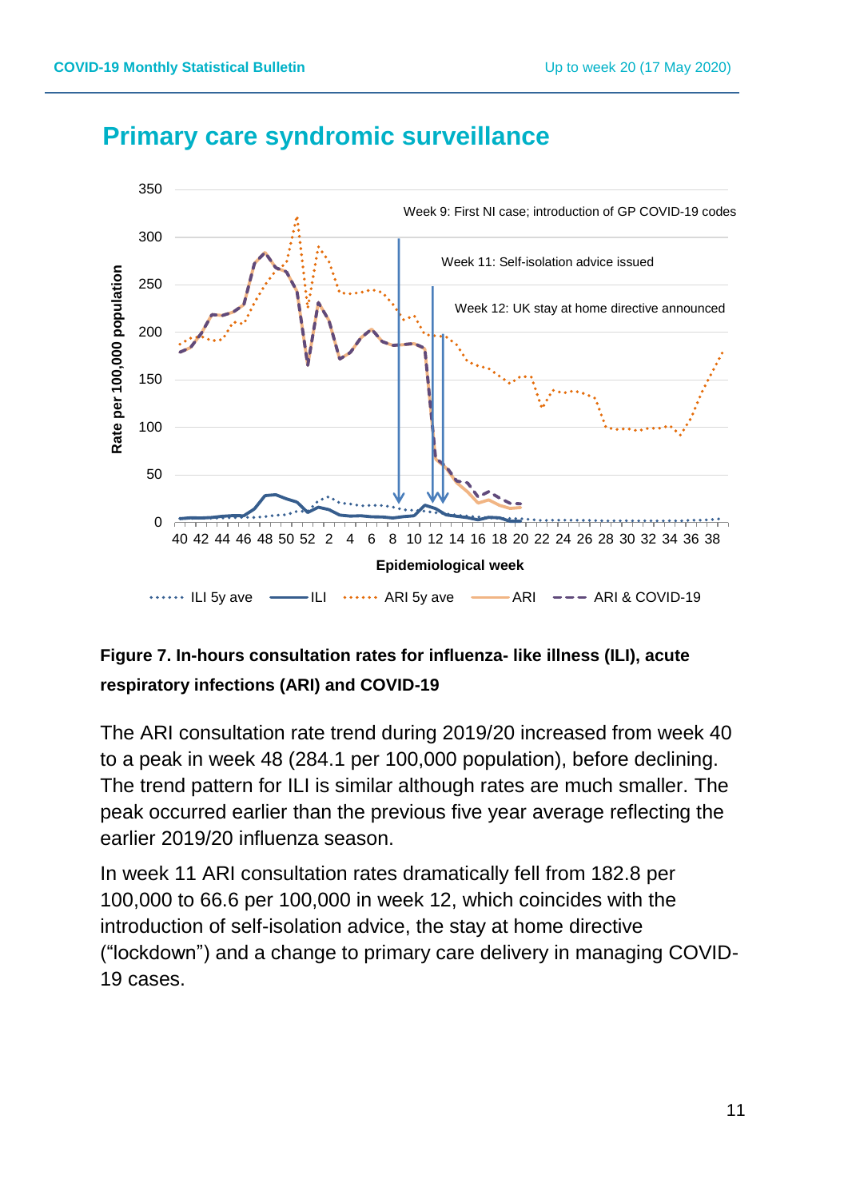## Primary care syndromic surveillance

Week 9: First NI case; introduction of GP COVID-19 codes

Week 11: Self-isolation advice issued

Week 12: UK stay at home directive announced

Rate per 100,000 population

350
300
250
200
150
100
50
0

40 42 44 46 48 50 52 2 4 6 8 10 12 14 16 18 20 22 24 26 28 30 32 34 36 38

Epidemiological week

ILI 5y ave | ILI | ARI 5y ave | ARI | ARI & COVID-19

**Figure 7. In-hours consultation rates for influenza- like illness (ILI), acute respiratory infections (ARI) and COVID-19**

The ARI consultation rate trend during 2019/20 increased from week 40 to a peak in week 48 (284.1 per 100,000 population), before declining. The trend pattern for ILI is similar although rates are much smaller. The peak occurred earlier than the previous five year average reflecting the earlier 2019/20 influenza season.

In week 11 ARI consultation rates dramatically fell from 182.8 per 100,000 to 66.6 per 100,000 in week 12, which coincides with the introduction of self-isolation advice, the stay at home directive ("lockdown") and a change to primary care delivery in managing COVID-19 cases.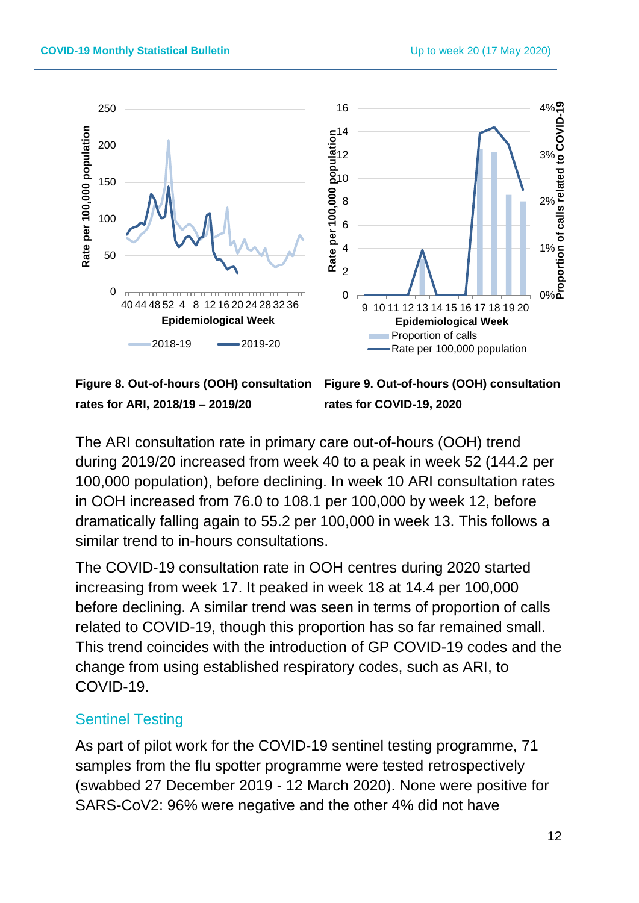250
200
150
100
50
0
Rate per 100,000 population
40 44 48 52 4 8 12 16 20 24 28 32 36
Epidemiological Week
2018-19
2019-20

16
14
12
10
8
6
4
2
0
Rate per 100,000 population
4%
3%
2%
1%
0%
Proportion of calls related to COVID-19
9 10 11 12 13 14 15 16 17 18 19 20
Epidemiological Week
Proportion of calls
Rate per 100,000 population

**Figure 8. Out-of-hours (OOH) consultation rates for ARI, 2018/19 – 2019/20**

**Figure 9. Out-of-hours (OOH) consultation rates for COVID-19, 2020**

The ARI consultation rate in primary care out-of-hours (OOH) trend during 2019/20 increased from week 40 to a peak in week 52 (144.2 per 100,000 population), before declining. In week 10 ARI consultation rates in OOH increased from 76.0 to 108.1 per 100,000 by week 12, before dramatically falling again to 55.2 per 100,000 in week 13. This follows a similar trend to in-hours consultations.

The COVID-19 consultation rate in OOH centres during 2020 started increasing from week 17. It peaked in week 18 at 14.4 per 100,000 before declining. A similar trend was seen in terms of proportion of calls related to COVID-19, though this proportion has so far remained small. This trend coincides with the introduction of GP COVID-19 codes and the change from using established respiratory codes, such as ARI, to COVID-19.

## Sentinel Testing

As part of pilot work for the COVID-19 sentinel testing programme, 71 samples from the flu spotter programme were tested retrospectively (swabbed 27 December 2019 - 12 March 2020). None were positive for SARS-CoV2: 96% were negative and the other 4% did not have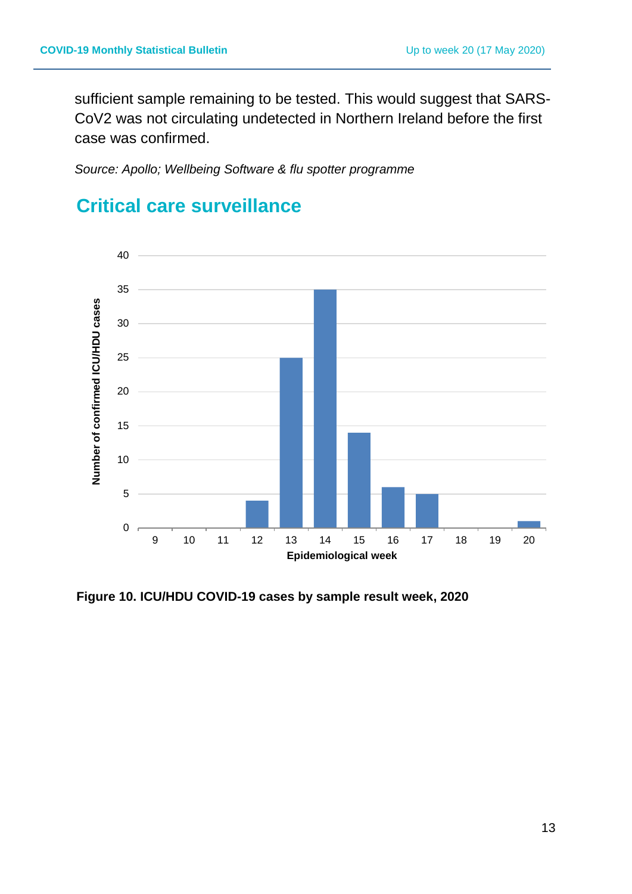sufficient sample remaining to be tested. This would suggest that SARS-CoV2 was not circulating undetected in Northern Ireland before the first case was confirmed.

*Source: Apollo; Wellbeing Software & flu spotter programme*

## Critical care surveillance

Number of confirmed ICU/HDU cases

40
35
30
25
20
15
10
5
0

9 10 11 12 13 14 15 16 17 18 19 20

Epidemiological week

**Figure 10. ICU/HDU COVID-19 cases by sample result week, 2020**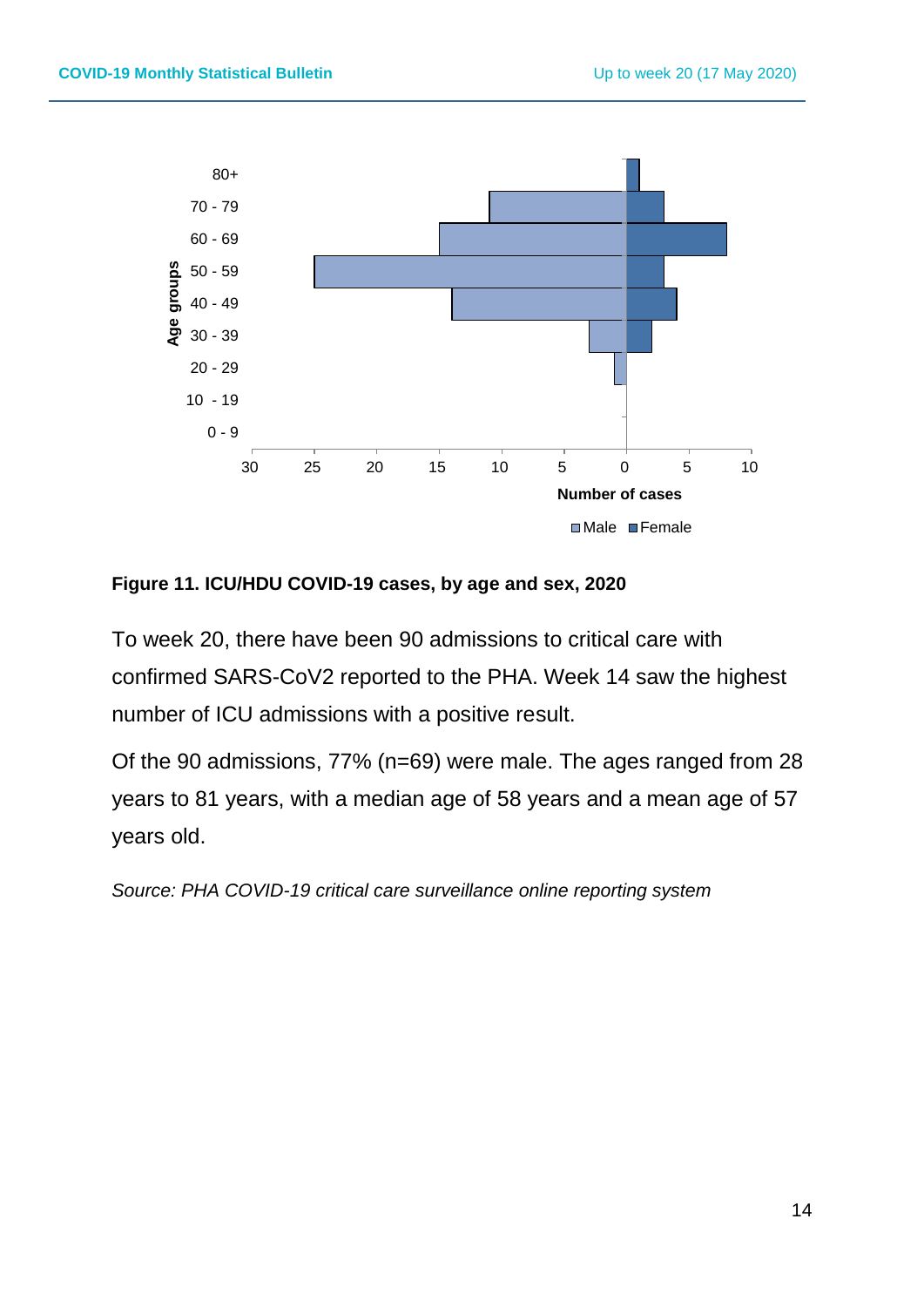80+
70 - 79
60 - 69
50 - 59
40 - 49
30 - 39
20 - 29
10 - 19
0 - 9

Age groups

30 25 20 15 10 5 0 5 10

Number of cases

Male Female

**Figure 11. ICU/HDU COVID-19 cases, by age and sex, 2020**

To week 20, there have been 90 admissions to critical care with confirmed SARS-CoV2 reported to the PHA. Week 14 saw the highest number of ICU admissions with a positive result.

Of the 90 admissions, 77% (n=69) were male. The ages ranged from 28 years to 81 years, with a median age of 58 years and a mean age of 57 years old.

*Source: PHA COVID-19 critical care surveillance online reporting system*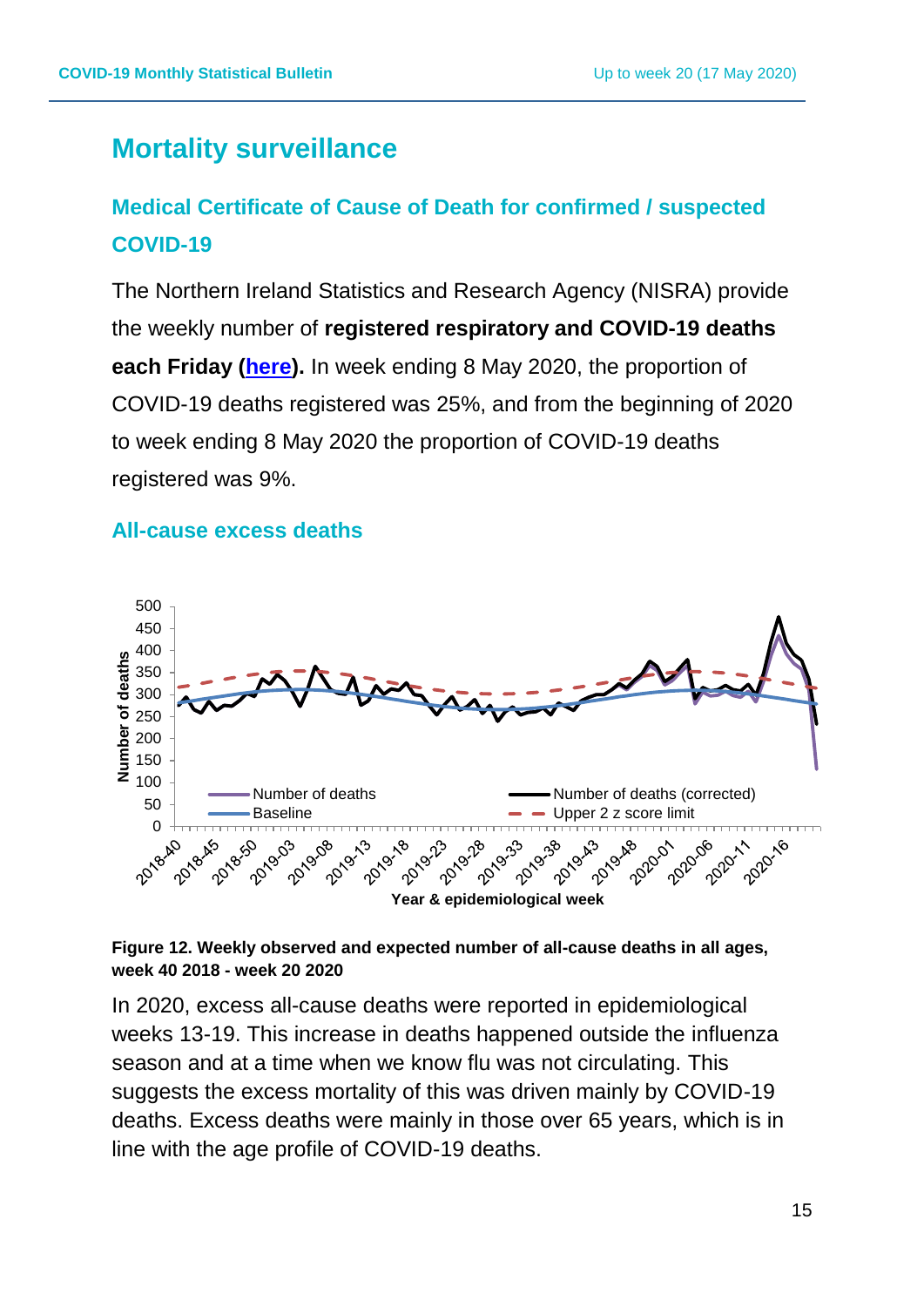# Mortality surveillance

## Medical Certificate of Cause of Death for confirmed / suspected COVID-19

The Northern Ireland Statistics and Research Agency (NISRA) provide the weekly number of **registered respiratory and COVID-19 deaths each Friday ([here](here)).** In week ending 8 May 2020, the proportion of COVID-19 deaths registered was 25%, and from the beginning of 2020 to week ending 8 May 2020 the proportion of COVID-19 deaths registered was 9%.

### All-cause excess deaths

Number of deaths
500
450
400
350
300
250
200
150
100
50
0

Number of deaths
Number of deaths (corrected)
Baseline
Upper 2 z score limit

2018-40
2018-45
2018-50
2019-03
2019-08
2019-13
2019-18
2019-23
2019-28
2019-33
2019-38
2019-43
2019-48
2020-01
2020-06
2020-11
2020-16

Year & epidemiological week

**Figure 12. Weekly observed and expected number of all-cause deaths in all ages, week 40 2018 - week 20 2020**

In 2020, excess all-cause deaths were reported in epidemiological weeks 13-19. This increase in deaths happened outside the influenza season and at a time when we know flu was not circulating. This suggests the excess mortality of this was driven mainly by COVID-19 deaths. Excess deaths were mainly in those over 65 years, which is in line with the age profile of COVID-19 deaths.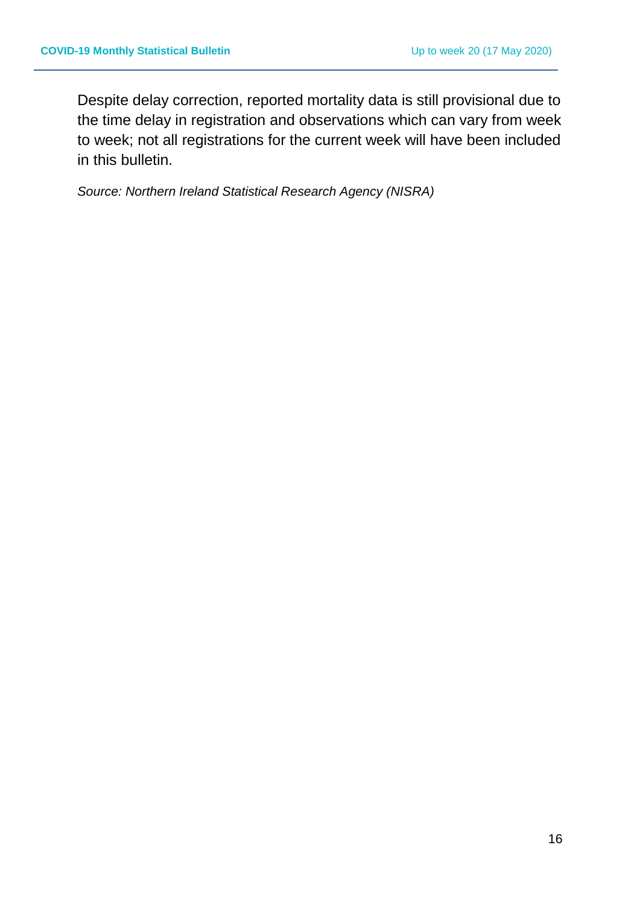Despite delay correction, reported mortality data is still provisional due to the time delay in registration and observations which can vary from week to week; not all registrations for the current week will have been included in this bulletin.

*Source: Northern Ireland Statistical Research Agency (NISRA)*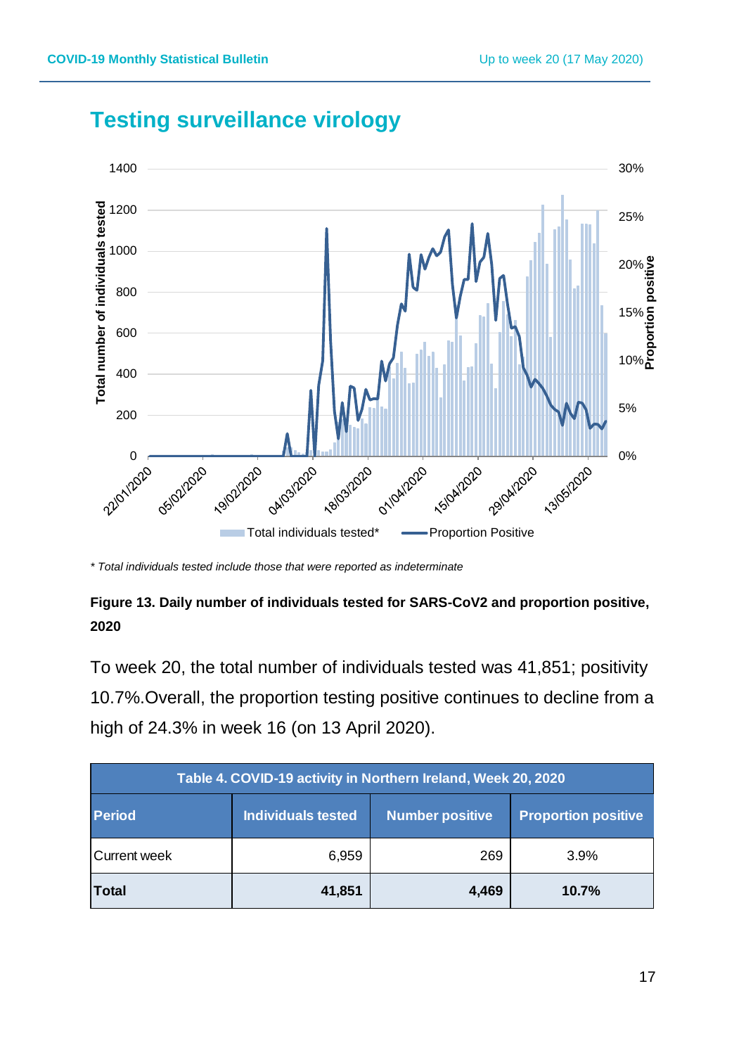## Testing surveillance virology

1400
1200
1000
800
600
400
200
0

30%
25%
20%
15%
10%
5%
0%

Total number of individuals tested

Proportion positive

22/01/2020
05/02/2020
19/02/2020
04/03/2020
18/03/2020
01/04/2020
15/04/2020
29/04/2020
13/05/2020

Total individuals tested*
Proportion Positive

*\* Total individuals tested include those that were reported as indeterminate*

**Figure 13. Daily number of individuals tested for SARS-CoV2 and proportion positive, 2020**

To week 20, the total number of individuals tested was 41,851; positivity 10.7%.Overall, the proportion testing positive continues to decline from a high of 24.3% in week 16 (on 13 April 2020).

**Table 4. COVID-19 activity in Northern Ireland, Week 20, 2020**

| Period | Individuals tested | Number positive | Proportion positive |
|---|---|---|---|
| Current week | 6,959 | 269 | 3.9% |
| **Total** | **41,851** | **4,469** | **10.7%** |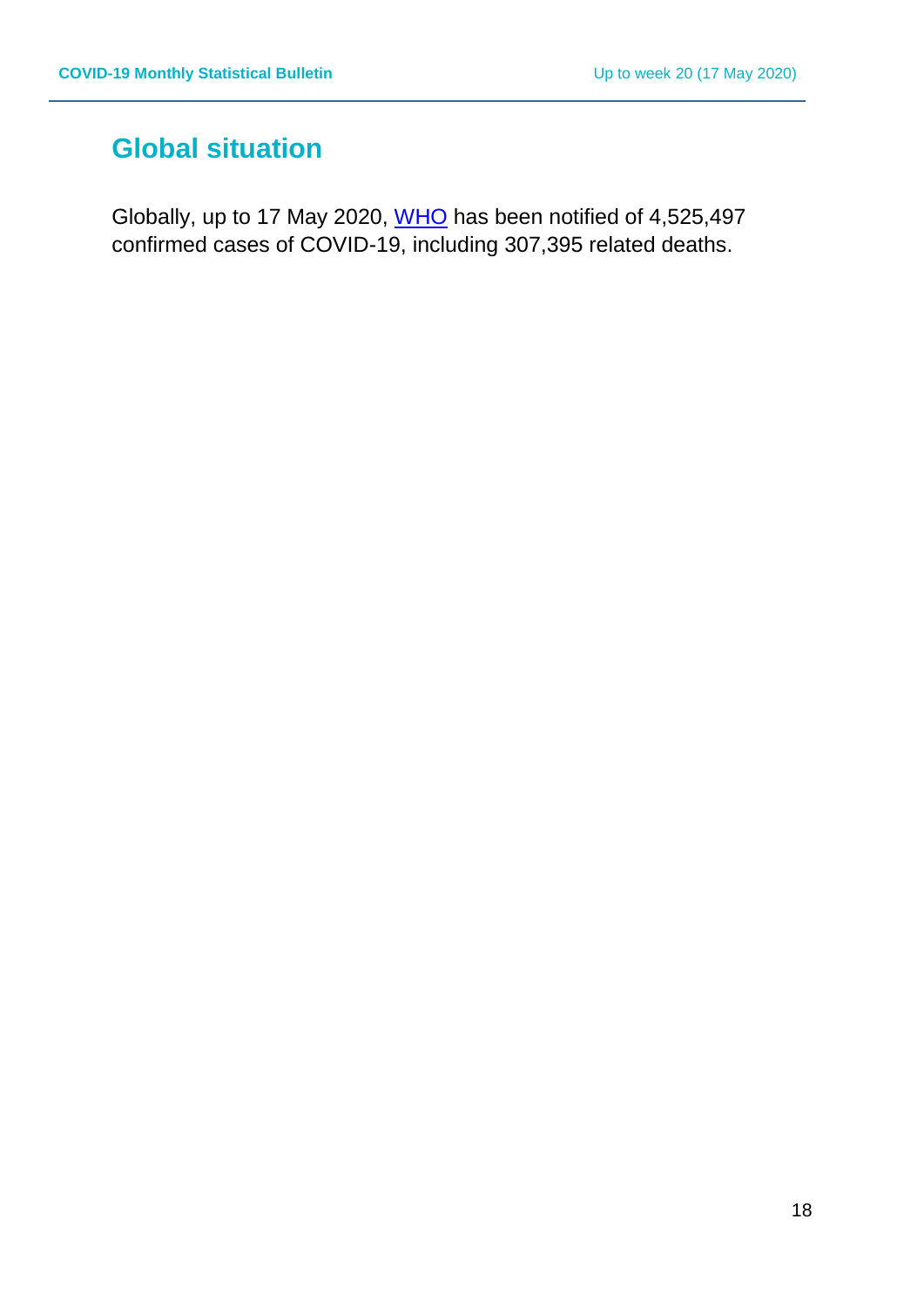## Global situation

Globally, up to 17 May 2020, WHO has been notified of 4,525,497 confirmed cases of COVID-19, including 307,395 related deaths.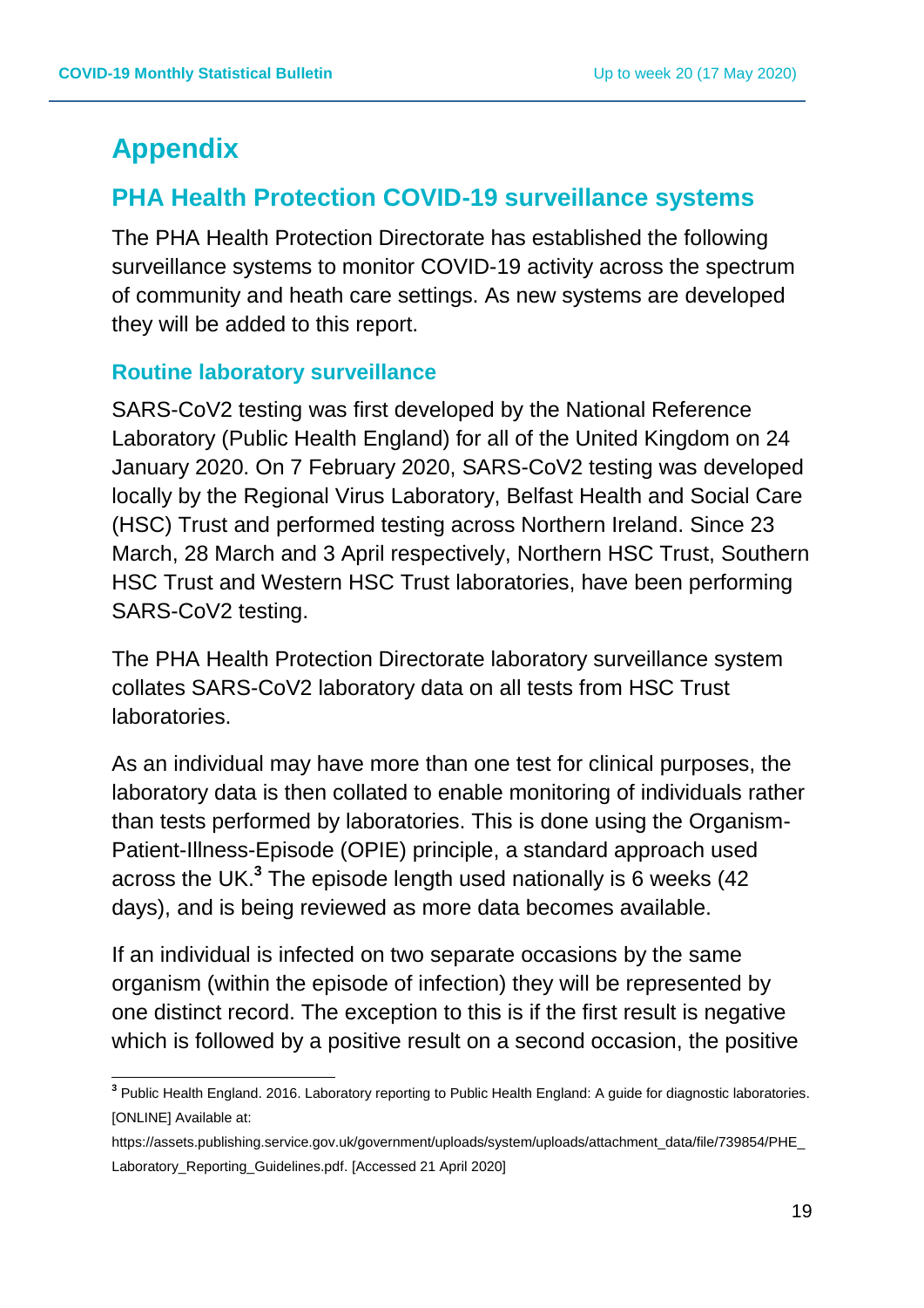# Appendix

## PHA Health Protection COVID-19 surveillance systems

The PHA Health Protection Directorate has established the following surveillance systems to monitor COVID-19 activity across the spectrum of community and heath care settings. As new systems are developed they will be added to this report.

### Routine laboratory surveillance

SARS-CoV2 testing was first developed by the National Reference Laboratory (Public Health England) for all of the United Kingdom on 24 January 2020. On 7 February 2020, SARS-CoV2 testing was developed locally by the Regional Virus Laboratory, Belfast Health and Social Care (HSC) Trust and performed testing across Northern Ireland. Since 23 March, 28 March and 3 April respectively, Northern HSC Trust, Southern HSC Trust and Western HSC Trust laboratories, have been performing SARS-CoV2 testing.

The PHA Health Protection Directorate laboratory surveillance system collates SARS-CoV2 laboratory data on all tests from HSC Trust laboratories.

As an individual may have more than one test for clinical purposes, the laboratory data is then collated to enable monitoring of individuals rather than tests performed by laboratories. This is done using the Organism-Patient-Illness-Episode (OPIE) principle, a standard approach used across the UK.[3] The episode length used nationally is 6 weeks (42 days), and is being reviewed as more data becomes available.

If an individual is infected on two separate occasions by the same organism (within the episode of infection) they will be represented by one distinct record. The exception to this is if the first result is negative which is followed by a positive result on a second occasion, the positive

[3] Public Health England. 2016. Laboratory reporting to Public Health England: A guide for diagnostic laboratories. [ONLINE] Available at: https://assets.publishing.service.gov.uk/government/uploads/system/uploads/attachment_data/file/739854/PHE_Laboratory_Reporting_Guidelines.pdf. [Accessed 21 April 2020]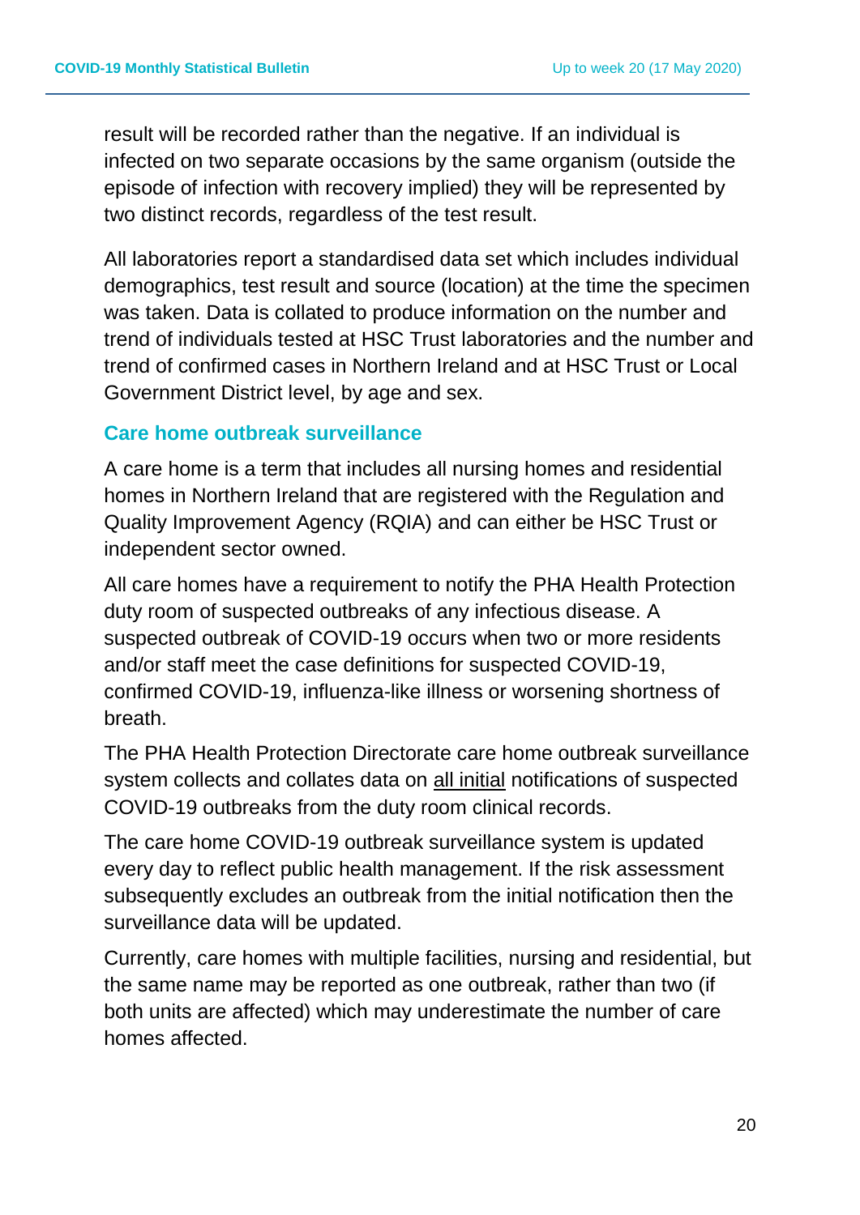result will be recorded rather than the negative. If an individual is infected on two separate occasions by the same organism (outside the episode of infection with recovery implied) they will be represented by two distinct records, regardless of the test result.

All laboratories report a standardised data set which includes individual demographics, test result and source (location) at the time the specimen was taken. Data is collated to produce information on the number and trend of individuals tested at HSC Trust laboratories and the number and trend of confirmed cases in Northern Ireland and at HSC Trust or Local Government District level, by age and sex.

### Care home outbreak surveillance

A care home is a term that includes all nursing homes and residential homes in Northern Ireland that are registered with the Regulation and Quality Improvement Agency (RQIA) and can either be HSC Trust or independent sector owned.

All care homes have a requirement to notify the PHA Health Protection duty room of suspected outbreaks of any infectious disease. A suspected outbreak of COVID-19 occurs when two or more residents and/or staff meet the case definitions for suspected COVID-19, confirmed COVID-19, influenza-like illness or worsening shortness of breath.

The PHA Health Protection Directorate care home outbreak surveillance system collects and collates data on <u>all initial</u> notifications of suspected COVID-19 outbreaks from the duty room clinical records.

The care home COVID-19 outbreak surveillance system is updated every day to reflect public health management. If the risk assessment subsequently excludes an outbreak from the initial notification then the surveillance data will be updated.

Currently, care homes with multiple facilities, nursing and residential, but the same name may be reported as one outbreak, rather than two (if both units are affected) which may underestimate the number of care homes affected.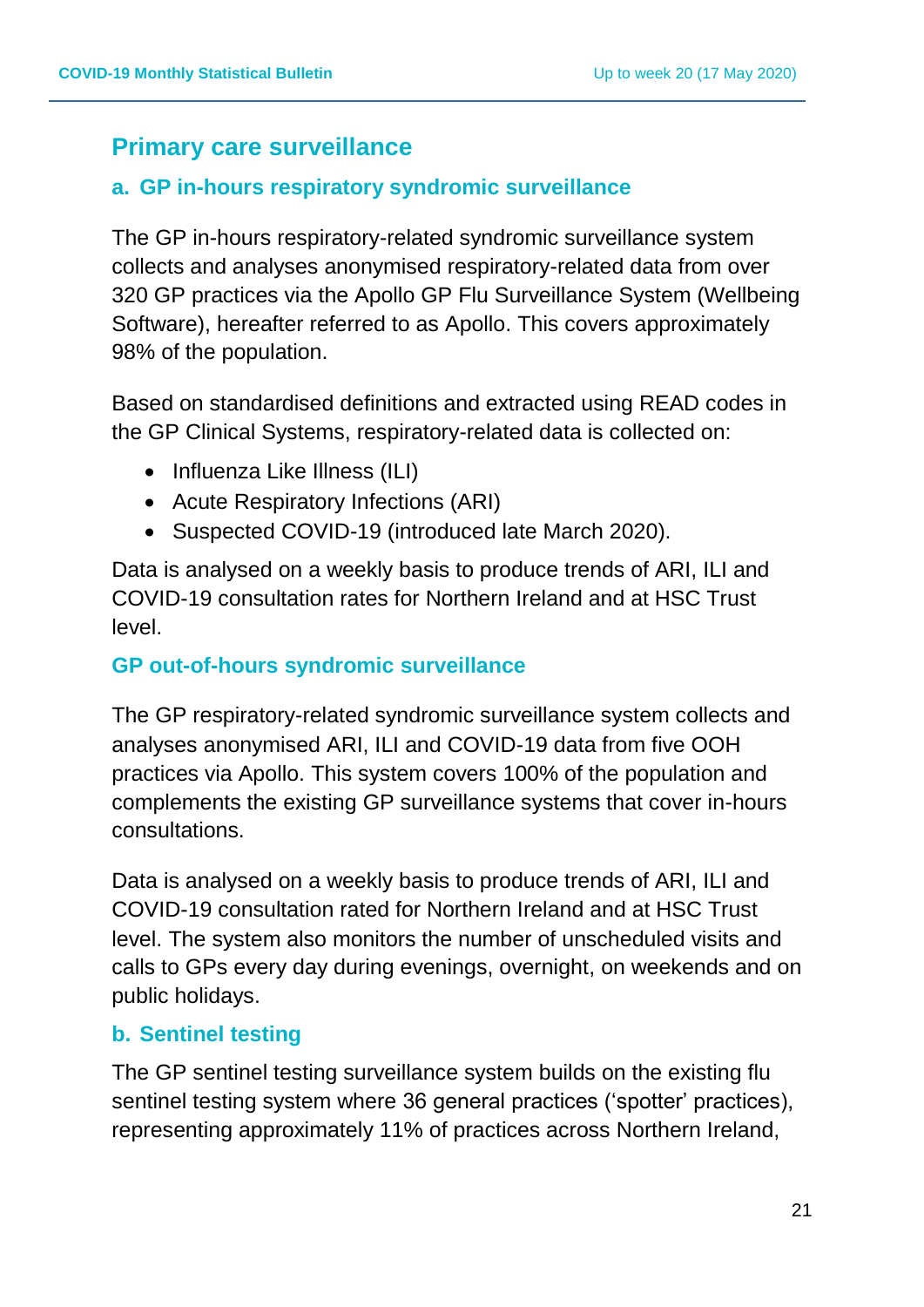## Primary care surveillance

### a. GP in-hours respiratory syndromic surveillance

The GP in-hours respiratory-related syndromic surveillance system collects and analyses anonymised respiratory-related data from over 320 GP practices via the Apollo GP Flu Surveillance System (Wellbeing Software), hereafter referred to as Apollo. This covers approximately 98% of the population.

Based on standardised definitions and extracted using READ codes in the GP Clinical Systems, respiratory-related data is collected on:

- Influenza Like Illness (ILI)
- Acute Respiratory Infections (ARI)
- Suspected COVID-19 (introduced late March 2020).

Data is analysed on a weekly basis to produce trends of ARI, ILI and COVID-19 consultation rates for Northern Ireland and at HSC Trust level.

### GP out-of-hours syndromic surveillance

The GP respiratory-related syndromic surveillance system collects and analyses anonymised ARI, ILI and COVID-19 data from five OOH practices via Apollo. This system covers 100% of the population and complements the existing GP surveillance systems that cover in-hours consultations.

Data is analysed on a weekly basis to produce trends of ARI, ILI and COVID-19 consultation rated for Northern Ireland and at HSC Trust level. The system also monitors the number of unscheduled visits and calls to GPs every day during evenings, overnight, on weekends and on public holidays.

### b. Sentinel testing

The GP sentinel testing surveillance system builds on the existing flu sentinel testing system where 36 general practices ('spotter' practices), representing approximately 11% of practices across Northern Ireland,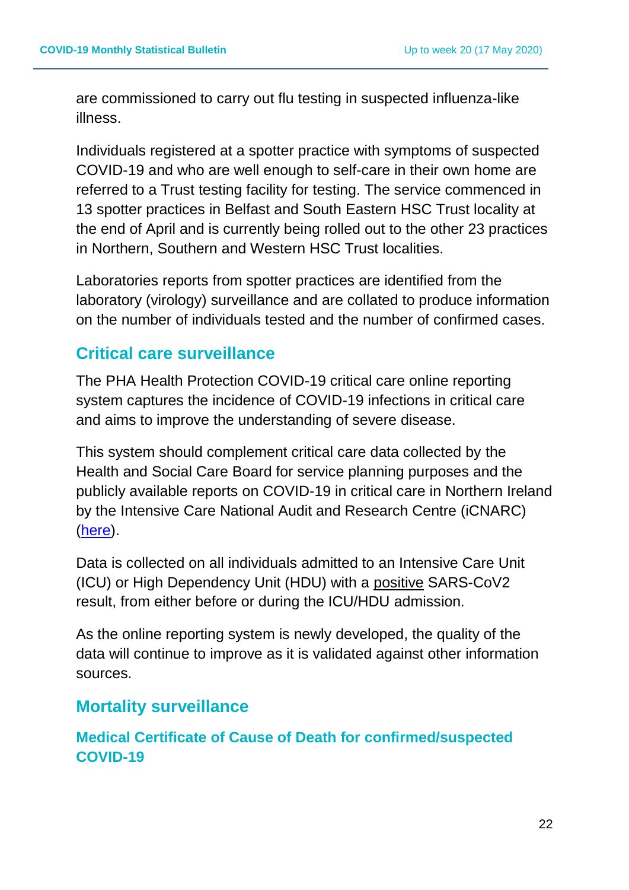are commissioned to carry out flu testing in suspected influenza-like illness.

Individuals registered at a spotter practice with symptoms of suspected COVID-19 and who are well enough to self-care in their own home are referred to a Trust testing facility for testing. The service commenced in 13 spotter practices in Belfast and South Eastern HSC Trust locality at the end of April and is currently being rolled out to the other 23 practices in Northern, Southern and Western HSC Trust localities.

Laboratories reports from spotter practices are identified from the laboratory (virology) surveillance and are collated to produce information on the number of individuals tested and the number of confirmed cases.

## Critical care surveillance

The PHA Health Protection COVID-19 critical care online reporting system captures the incidence of COVID-19 infections in critical care and aims to improve the understanding of severe disease.

This system should complement critical care data collected by the Health and Social Care Board for service planning purposes and the publicly available reports on COVID-19 in critical care in Northern Ireland by the Intensive Care National Audit and Research Centre (iCNARC) (here).

Data is collected on all individuals admitted to an Intensive Care Unit (ICU) or High Dependency Unit (HDU) with a positive SARS-CoV2 result, from either before or during the ICU/HDU admission.

As the online reporting system is newly developed, the quality of the data will continue to improve as it is validated against other information sources.

## Mortality surveillance

### Medical Certificate of Cause of Death for confirmed/suspected COVID-19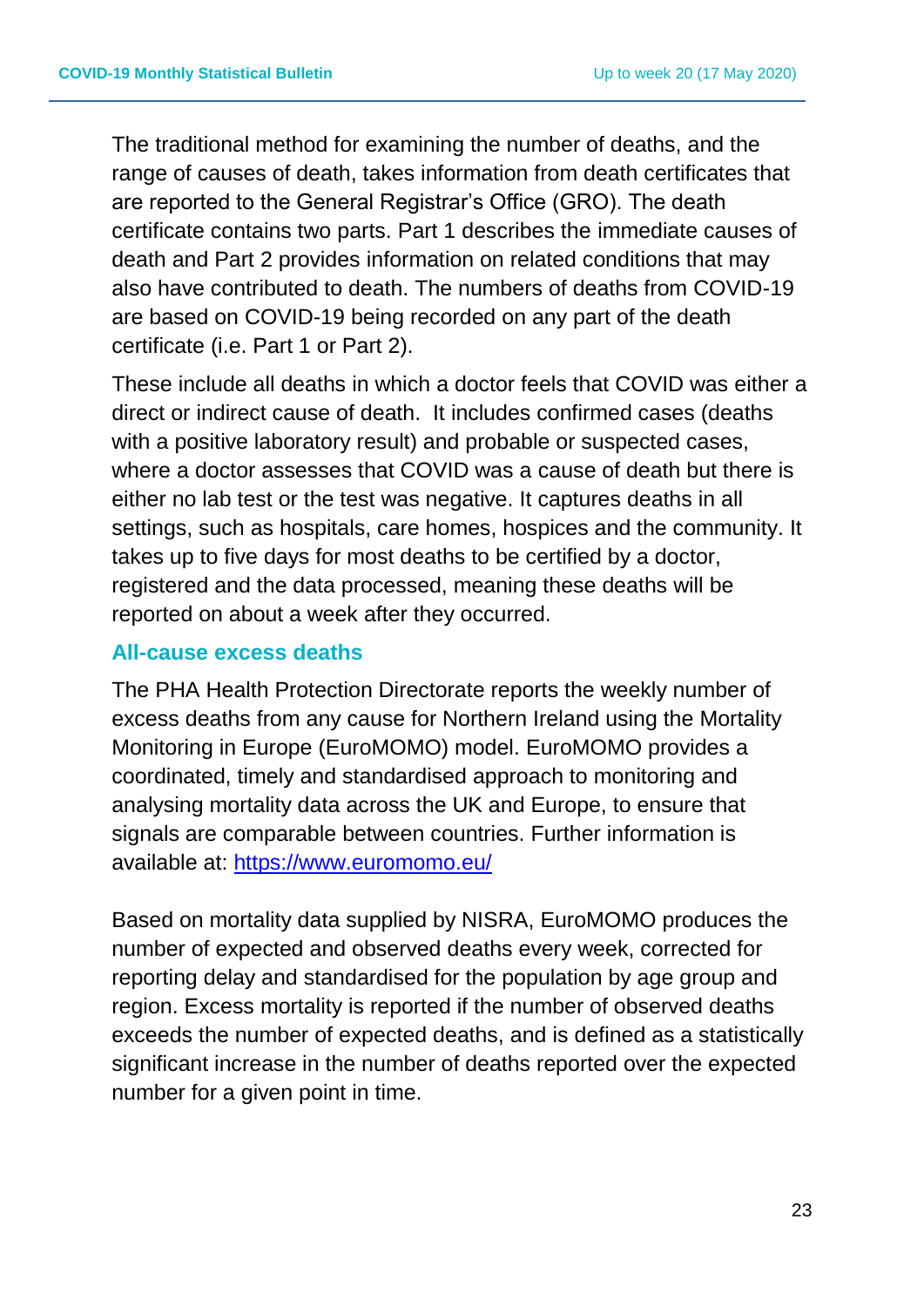The traditional method for examining the number of deaths, and the range of causes of death, takes information from death certificates that are reported to the General Registrar's Office (GRO). The death certificate contains two parts. Part 1 describes the immediate causes of death and Part 2 provides information on related conditions that may also have contributed to death. The numbers of deaths from COVID-19 are based on COVID-19 being recorded on any part of the death certificate (i.e. Part 1 or Part 2).

These include all deaths in which a doctor feels that COVID was either a direct or indirect cause of death. It includes confirmed cases (deaths with a positive laboratory result) and probable or suspected cases, where a doctor assesses that COVID was a cause of death but there is either no lab test or the test was negative. It captures deaths in all settings, such as hospitals, care homes, hospices and the community. It takes up to five days for most deaths to be certified by a doctor, registered and the data processed, meaning these deaths will be reported on about a week after they occurred.

### All-cause excess deaths

The PHA Health Protection Directorate reports the weekly number of excess deaths from any cause for Northern Ireland using the Mortality Monitoring in Europe (EuroMOMO) model. EuroMOMO provides a coordinated, timely and standardised approach to monitoring and analysing mortality data across the UK and Europe, to ensure that signals are comparable between countries. Further information is available at: [https://www.euromomo.eu/](https://www.euromomo.eu/)

Based on mortality data supplied by NISRA, EuroMOMO produces the number of expected and observed deaths every week, corrected for reporting delay and standardised for the population by age group and region. Excess mortality is reported if the number of observed deaths exceeds the number of expected deaths, and is defined as a statistically significant increase in the number of deaths reported over the expected number for a given point in time.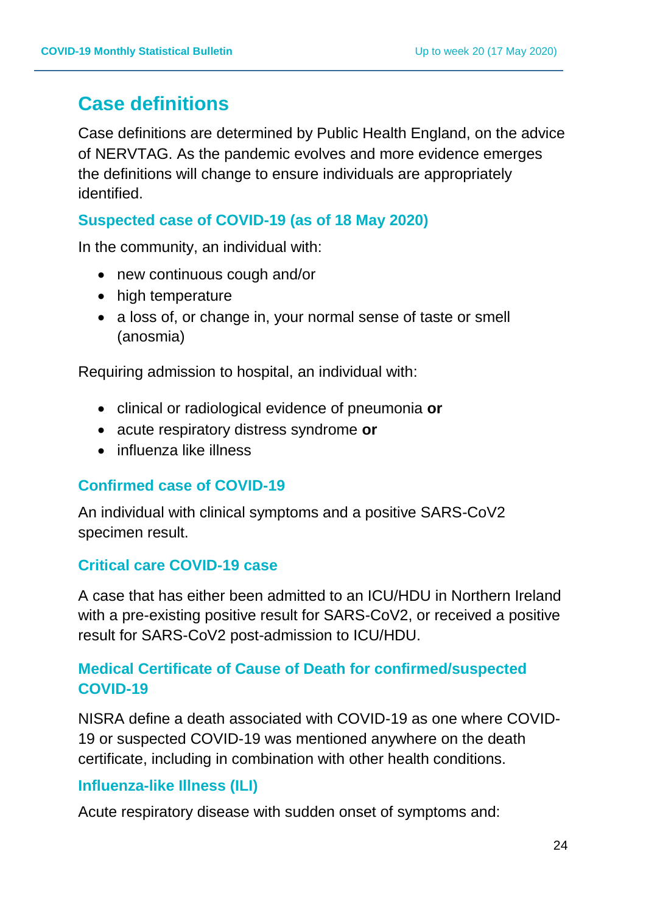## Case definitions

Case definitions are determined by Public Health England, on the advice of NERVTAG. As the pandemic evolves and more evidence emerges the definitions will change to ensure individuals are appropriately identified.

### Suspected case of COVID-19 (as of 18 May 2020)

In the community, an individual with:

- new continuous cough and/or
- high temperature
- a loss of, or change in, your normal sense of taste or smell (anosmia)

Requiring admission to hospital, an individual with:

- clinical or radiological evidence of pneumonia **or**
- acute respiratory distress syndrome **or**
- influenza like illness

### Confirmed case of COVID-19

An individual with clinical symptoms and a positive SARS-CoV2 specimen result.

### Critical care COVID-19 case

A case that has either been admitted to an ICU/HDU in Northern Ireland with a pre-existing positive result for SARS-CoV2, or received a positive result for SARS-CoV2 post-admission to ICU/HDU.

### Medical Certificate of Cause of Death for confirmed/suspected COVID-19

NISRA define a death associated with COVID-19 as one where COVID-19 or suspected COVID-19 was mentioned anywhere on the death certificate, including in combination with other health conditions.

### Influenza-like Illness (ILI)

Acute respiratory disease with sudden onset of symptoms and: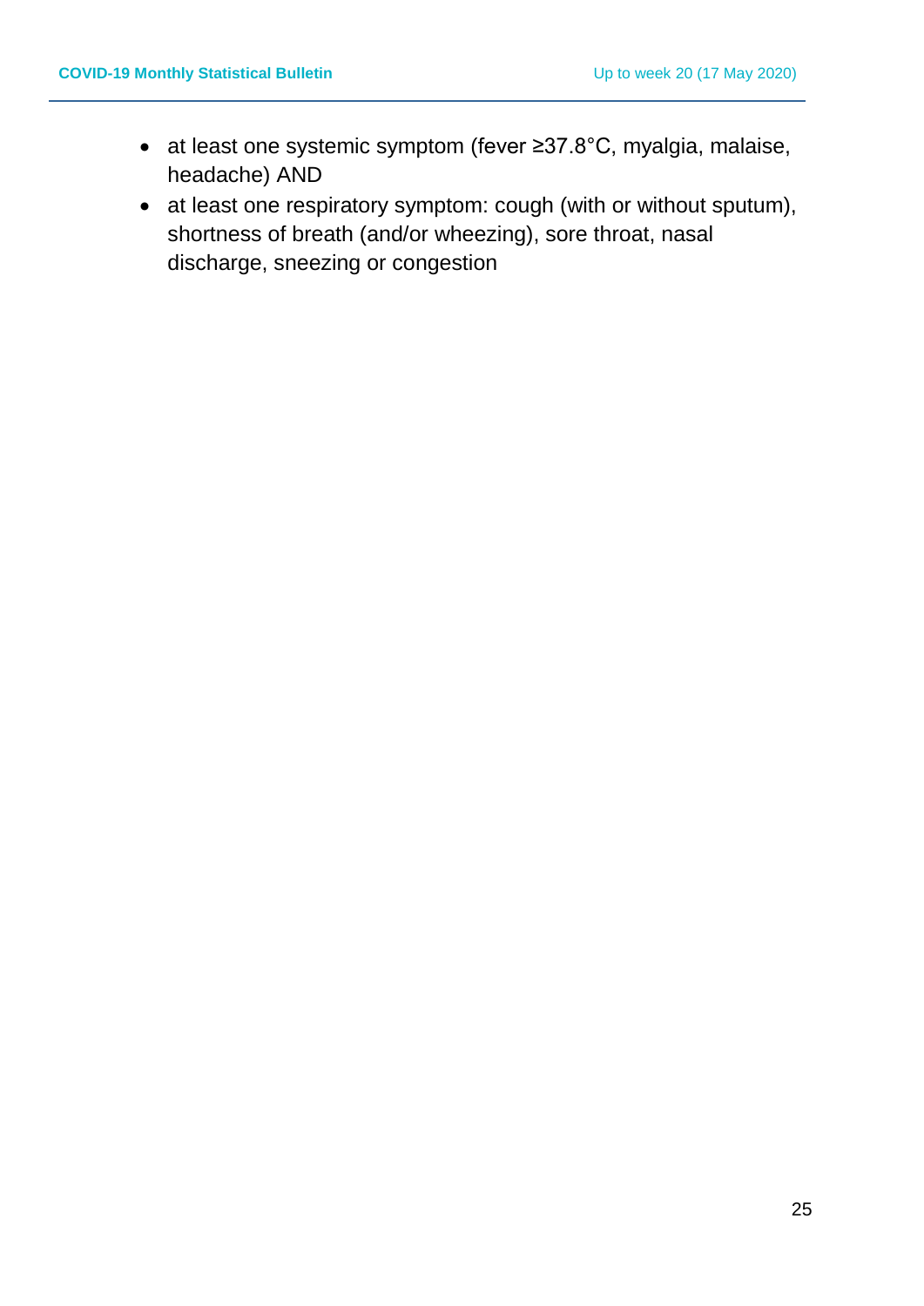- at least one systemic symptom (fever ≥37.8°C, myalgia, malaise, headache) AND
- at least one respiratory symptom: cough (with or without sputum), shortness of breath (and/or wheezing), sore throat, nasal discharge, sneezing or congestion